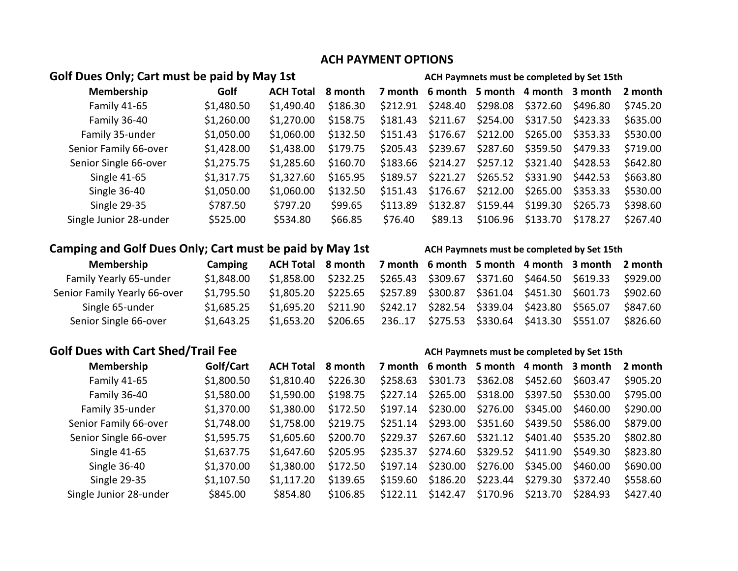# ACH PAYMENT OPTIONS

## Golf Dues Only; Cart must be paid by May 1st

**ACH Paymnets must be completed by Set 15th**

| Membership | Golf | ACH Total | 8 month | 7 month | 6 month | 5 month | 4 month | 3 month | 2 month |
|---|---|---|---|---|---|---|---|---|---|
| Family 41-65 | $1,480.50 | $1,490.40 | $186.30 | $212.91 | $248.40 | $298.08 | $372.60 | $496.80 | $745.20 |
| Family 36-40 | $1,260.00 | $1,270.00 | $158.75 | $181.43 | $211.67 | $254.00 | $317.50 | $423.33 | $635.00 |
| Family 35-under | $1,050.00 | $1,060.00 | $132.50 | $151.43 | $176.67 | $212.00 | $265.00 | $353.33 | $530.00 |
| Senior Family 66-over | $1,428.00 | $1,438.00 | $179.75 | $205.43 | $239.67 | $287.60 | $359.50 | $479.33 | $719.00 |
| Senior Single 66-over | $1,275.75 | $1,285.60 | $160.70 | $183.66 | $214.27 | $257.12 | $321.40 | $428.53 | $642.80 |
| Single 41-65 | $1,317.75 | $1,327.60 | $165.95 | $189.57 | $221.27 | $265.52 | $331.90 | $442.53 | $663.80 |
| Single 36-40 | $1,050.00 | $1,060.00 | $132.50 | $151.43 | $176.67 | $212.00 | $265.00 | $353.33 | $530.00 |
| Single 29-35 | $787.50 | $797.20 | $99.65 | $113.89 | $132.87 | $159.44 | $199.30 | $265.73 | $398.60 |
| Single Junior 28-under | $525.00 | $534.80 | $66.85 | $76.40 | $89.13 | $106.96 | $133.70 | $178.27 | $267.40 |

## Camping and Golf Dues Only; Cart must be paid by May 1st

**ACH Paymnets must be completed by Set 15th**

| Membership | Camping | ACH Total | 8 month | 7 month | 6 month | 5 month | 4 month | 3 month | 2 month |
|---|---|---|---|---|---|---|---|---|---|
| Family Yearly 65-under | $1,848.00 | $1,858.00 | $232.25 | $265.43 | $309.67 | $371.60 | $464.50 | $619.33 | $929.00 |
| Senior Family Yearly 66-over | $1,795.50 | $1,805.20 | $225.65 | $257.89 | $300.87 | $361.04 | $451.30 | $601.73 | $902.60 |
| Single 65-under | $1,685.25 | $1,695.20 | $211.90 | $242.17 | $282.54 | $339.04 | $423.80 | $565.07 | $847.60 |
| Senior Single 66-over | $1,643.25 | $1,653.20 | $206.65 | 236..17 | $275.53 | $330.64 | $413.30 | $551.07 | $826.60 |

## Golf Dues with Cart Shed/Trail Fee

**ACH Paymnets must be completed by Set 15th**

| Membership | Golf/Cart | ACH Total | 8 month | 7 month | 6 month | 5 month | 4 month | 3 month | 2 month |
|---|---|---|---|---|---|---|---|---|---|
| Family 41-65 | $1,800.50 | $1,810.40 | $226.30 | $258.63 | $301.73 | $362.08 | $452.60 | $603.47 | $905.20 |
| Family 36-40 | $1,580.00 | $1,590.00 | $198.75 | $227.14 | $265.00 | $318.00 | $397.50 | $530.00 | $795.00 |
| Family 35-under | $1,370.00 | $1,380.00 | $172.50 | $197.14 | $230.00 | $276.00 | $345.00 | $460.00 | $290.00 |
| Senior Family 66-over | $1,748.00 | $1,758.00 | $219.75 | $251.14 | $293.00 | $351.60 | $439.50 | $586.00 | $879.00 |
| Senior Single 66-over | $1,595.75 | $1,605.60 | $200.70 | $229.37 | $267.60 | $321.12 | $401.40 | $535.20 | $802.80 |
| Single 41-65 | $1,637.75 | $1,647.60 | $205.95 | $235.37 | $274.60 | $329.52 | $411.90 | $549.30 | $823.80 |
| Single 36-40 | $1,370.00 | $1,380.00 | $172.50 | $197.14 | $230.00 | $276.00 | $345.00 | $460.00 | $690.00 |
| Single 29-35 | $1,107.50 | $1,117.20 | $139.65 | $159.60 | $186.20 | $223.44 | $279.30 | $372.40 | $558.60 |
| Single Junior 28-under | $845.00 | $854.80 | $106.85 | $122.11 | $142.47 | $170.96 | $213.70 | $284.93 | $427.40 |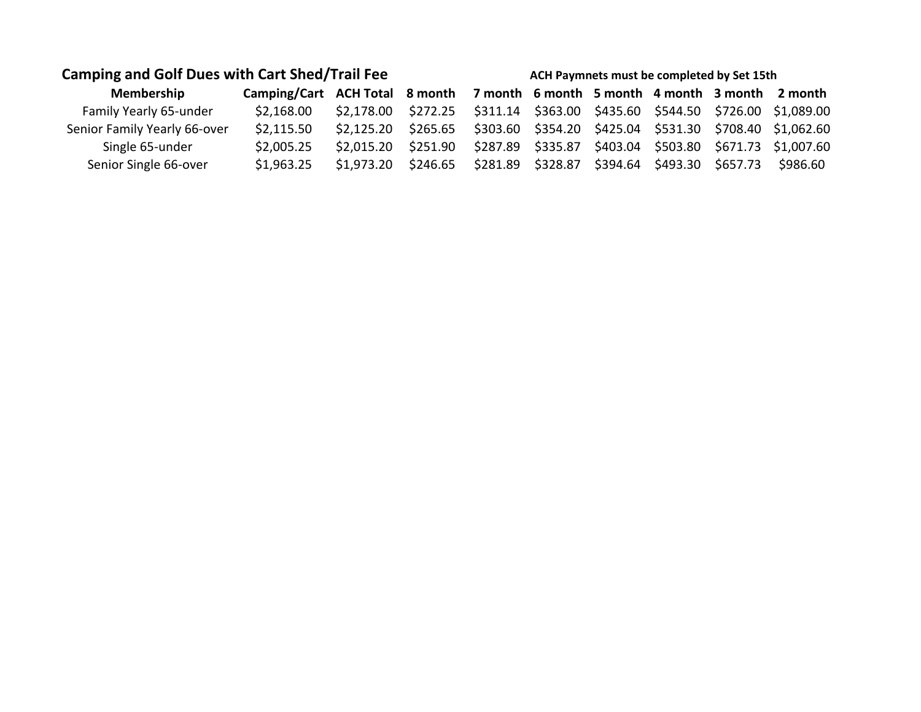**Camping and Golf Dues with Cart Shed/Trail Fee**

**ACH Paymnets must be completed by Set 15th**

| Membership | Camping/Cart | ACH Total | 8 month | 7 month | 6 month | 5 month | 4 month | 3 month | 2 month |
|---|---|---|---|---|---|---|---|---|---|
| Family Yearly 65-under | $2,168.00 | $2,178.00 | $272.25 | $311.14 | $363.00 | $435.60 | $544.50 | $726.00 | $1,089.00 |
| Senior Family Yearly 66-over | $2,115.50 | $2,125.20 | $265.65 | $303.60 | $354.20 | $425.04 | $531.30 | $708.40 | $1,062.60 |
| Single 65-under | $2,005.25 | $2,015.20 | $251.90 | $287.89 | $335.87 | $403.04 | $503.80 | $671.73 | $1,007.60 |
| Senior Single 66-over | $1,963.25 | $1,973.20 | $246.65 | $281.89 | $328.87 | $394.64 | $493.30 | $657.73 | $986.60 |